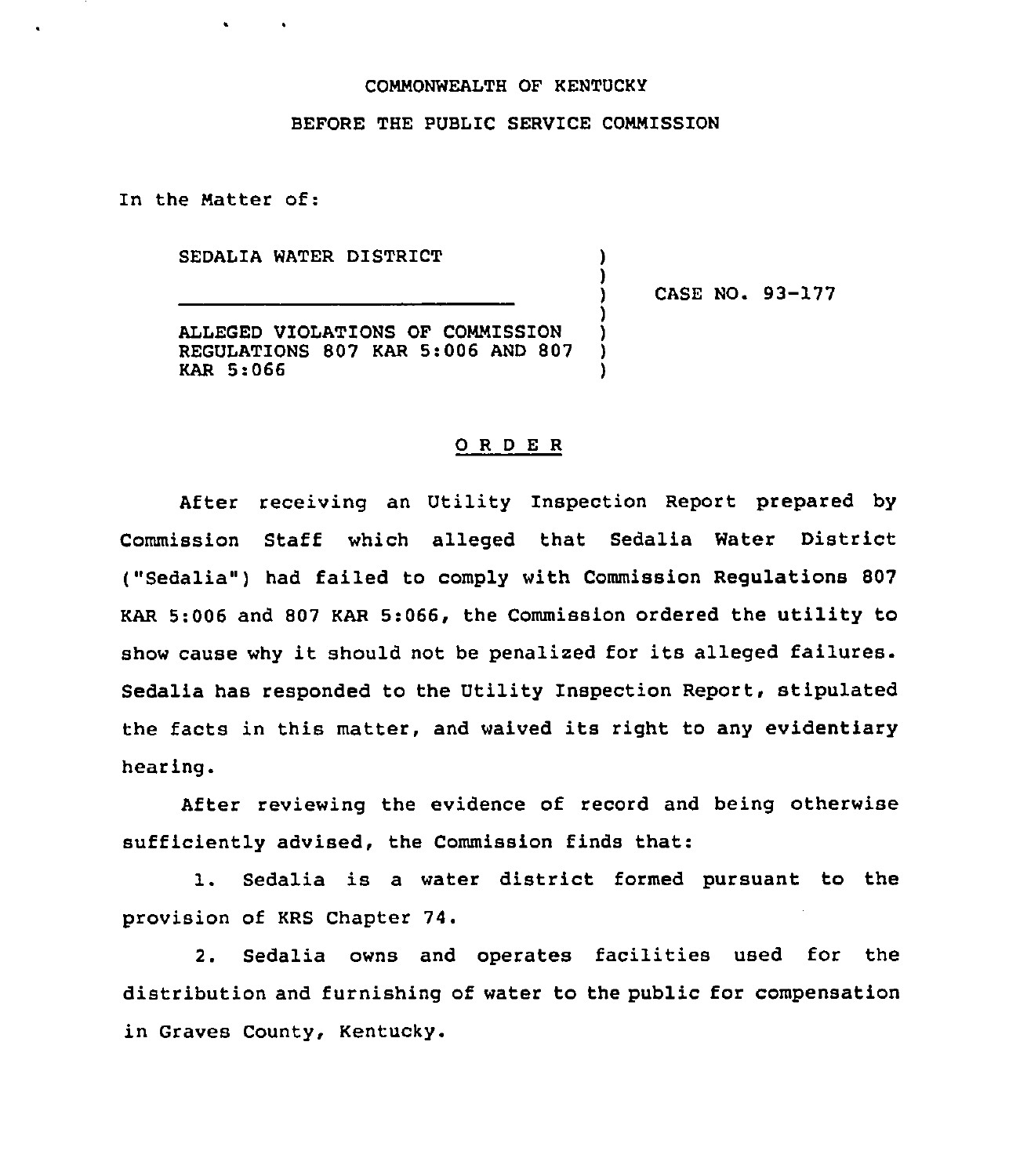COMMONWEALTH OF KENTUCKY

BEFORE THE PUBLIC SERVICE COMMISSION

In the Matter of:

SEDALIA WATER DISTRICT

ALLEGED VIOLATIONS OF COMMISSION REGULATIONS 807 KAR 5:006 AND 807 KAR 5:066

CASE NO. 93-177

O R D E R

After receiving an Utility Inspection Report prepared by Commission Staff which alleged that Sedalia Water District ("Sedalia") had failed to comply with Commission Regulations 807 KAR 5:006 and 807 KAR 5:066, the Commission ordered the utility to show cause why it should not be penalized for its alleged failures. Sedalia has responded to the Utility Inspection Report, stipulated the facts in this matter, and waived its right to any evidentiary hearing.

After reviewing the evidence of record and being otherwise sufficiently advised, the Commission finds that:

1. Sedalia is a water district formed pursuant to the provision of KRS Chapter 74.

2. Sedalia owns and operates facilities used for the distribution and furnishing of water to the public for compensation in Graves County, Kentucky.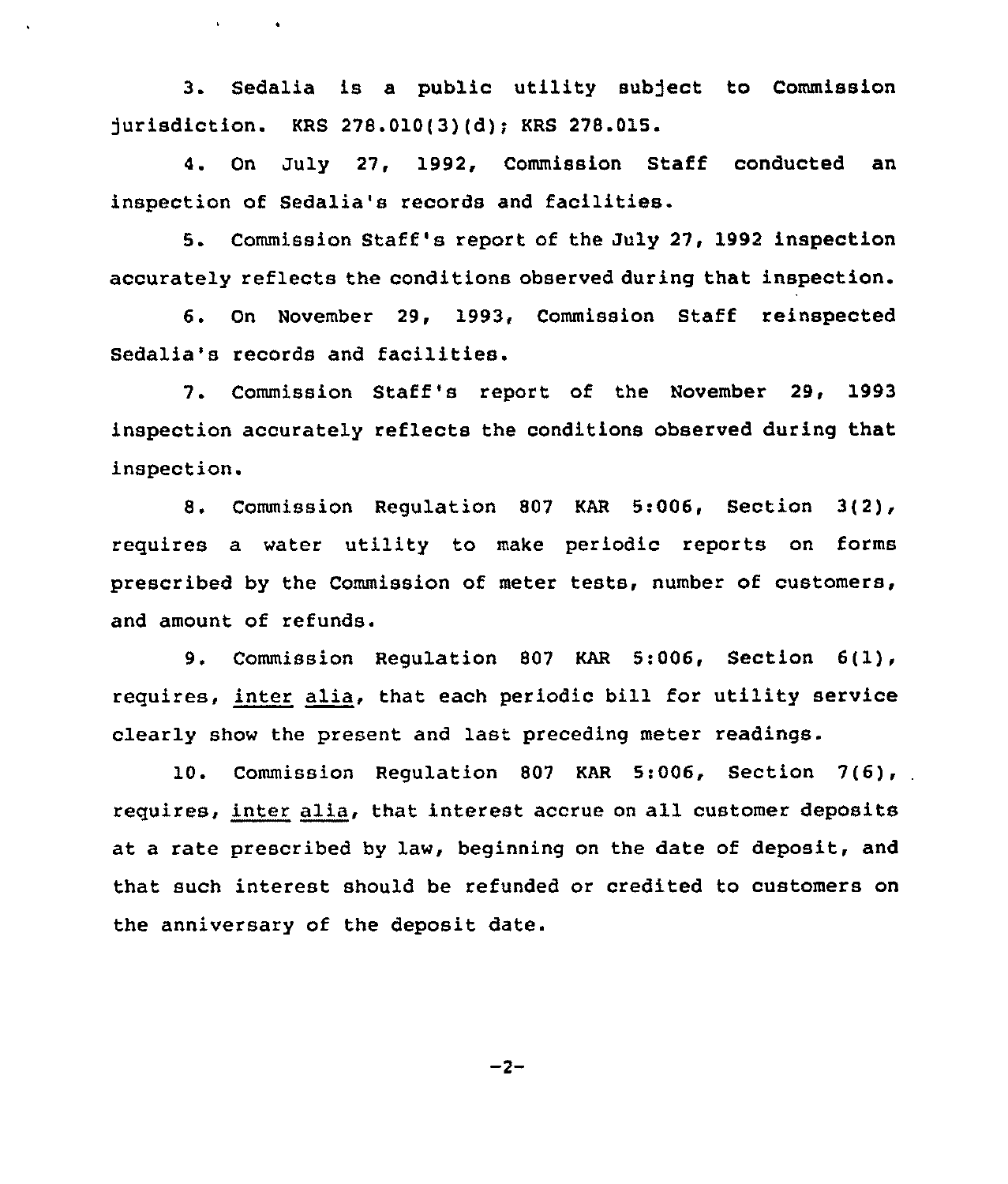3. Sedalia is a public utility subject to Commission jurisdiction. KRS 278.010(3)(d); KRS 278.015.

4. On July 27, 1992, Commission Staff conducted an inspection of Sedalia's records and facilities.

5. Commission Staff's report of the July 27, 1992 inspection accurately reflects the conditions observed during that inspection.

6. On November 29, 1993, Commission Staff reinspected Sedalia's records and facilities.

7. Commission Staff's report of the November 29, 1993 inspection accurately reflects the conditions observed during that inspection.

8. Commission Regulation 807 KAR 5:006, Section 3(2), requires a water utility to make periodic reports on forms prescribed by the Commission of meter tests, number of customers, and amount of refunds.

9. Commission Regulation 807 KAR 5:006, Section 6(1), requires, inter alia, that each periodic bill for utility service clearly show the present and last preceding meter readings.

10. Commission Regulation 807 KAR 5:006, Section 7(6), requires, inter alia, that interest accrue on all customer deposits at a rate prescribed by law, beginning on the date of deposit, and that such interest should be refunded or credited to customers on the anniversary of the deposit date.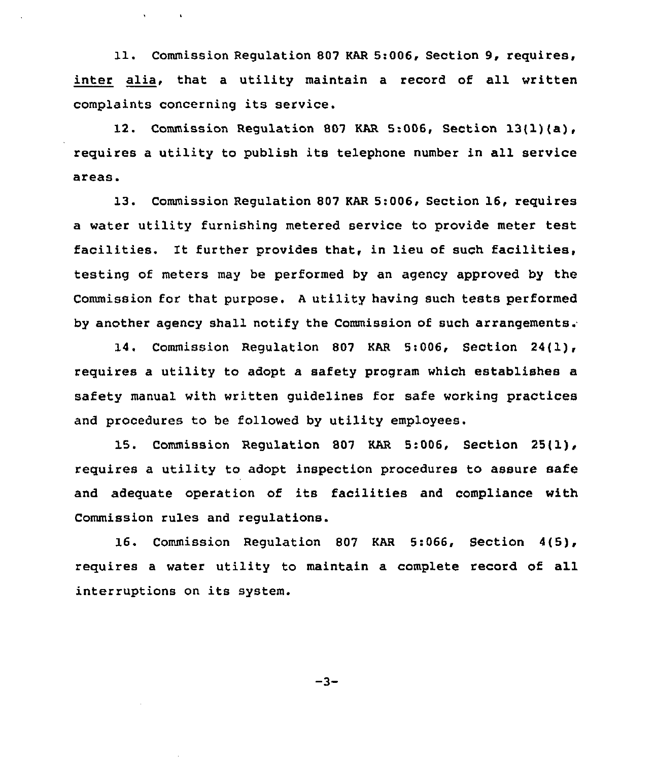11. Commission Regulation 807 KAR 5:006, Section 9, requires, _inter alia_, that a utility maintain a record of all written complaints concerning its service.

12. Commission Regulation 807 KAR 5:006, Section 13(1)(a), requires a utility to publish its telephone number in all service areas.

13. Commission Regulation 807 KAR 5:006, Section 16, requires a water utility furnishing metered service to provide meter test facilities. It further provides that, in lieu of such facilities, testing of meters may be performed by an agency approved by the Commission for that purpose. A utility having such tests performed by another agency shall notify the Commission of such arrangements.

14. Commission Regulation 807 KAR 5:006, Section 24(1), requires a utility to adopt a safety program which establishes a safety manual with written guidelines for safe working practices and procedures to be followed by utility employees.

15. Commission Regulation 807 KAR 5:006, Section 25(1), requires a utility to adopt inspection procedures to assure safe and adequate operation of its facilities and compliance with Commission rules and regulations.

16. Commission Regulation 807 KAR 5:066, Section 4(5), requires a water utility to maintain a complete record of all interruptions on its system.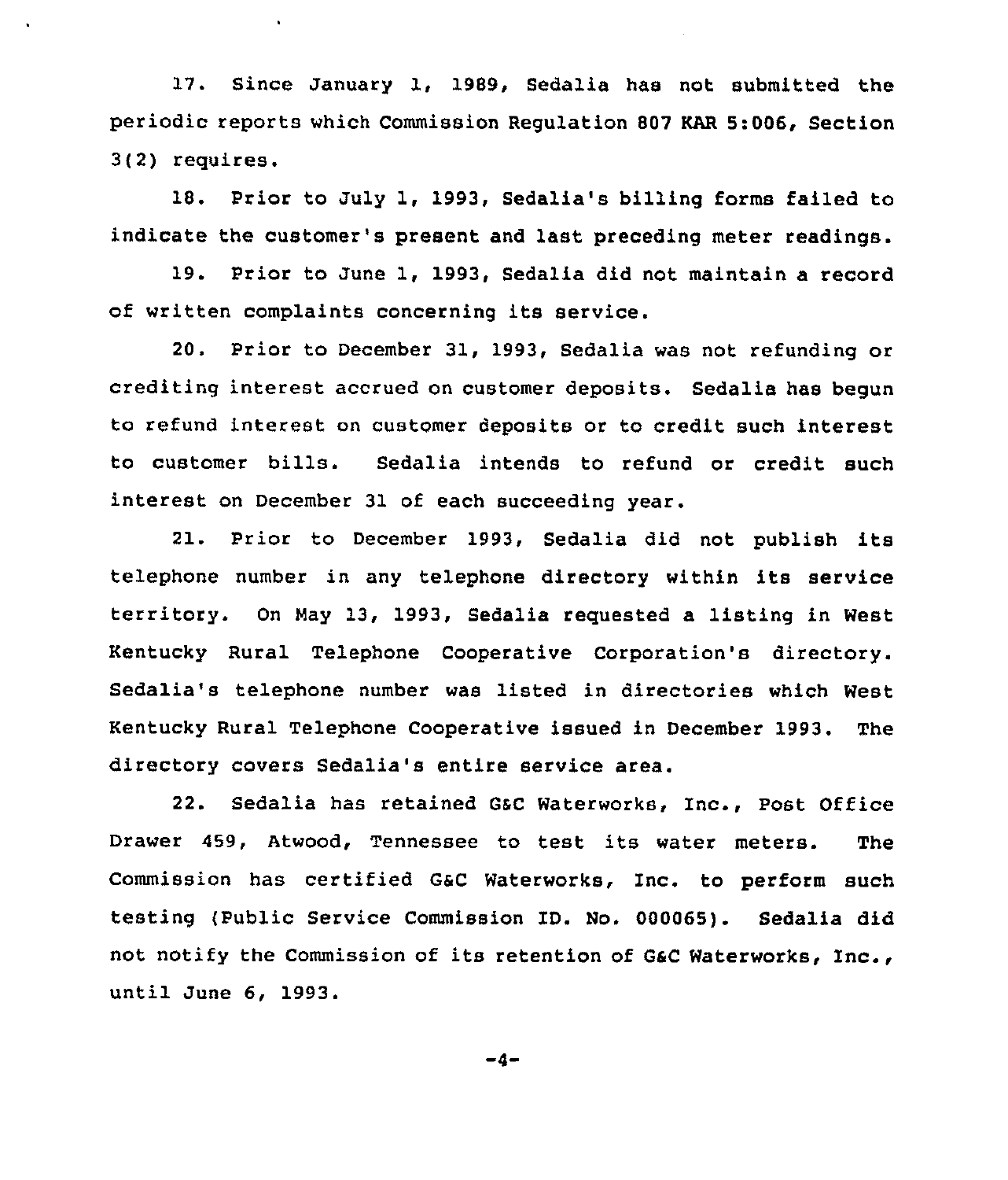17. Since January 1, 1989, Sedalia has not submitted the periodic reports which Commission Regulation 807 KAR 5:006, Section 3(2) requires.

18. Prior to July 1, 1993, Sedalia's billing forms failed to indicate the customer's present and last preceding meter readings.

19. Prior to June 1, 1993, Sedalia did not maintain a record of written complaints concerning its service.

20. Prior to December 31, 1993, Sedalia was not refunding or crediting interest accrued on customer deposits. Sedalia has begun to refund interest on customer deposits or to credit such interest to customer bills. Sedalia intends to refund or credit such interest on December 31 of each succeeding year.

21. Prior to December 1993, Sedalia did not publish its telephone number in any telephone directory within its service territory. On May 13, 1993, Sedalia requested a listing in West Kentucky Rural Telephone Cooperative Corporation's directory. Sedalia's telephone number was listed in directories which West Kentucky Rural Telephone Cooperative issued in December 1993. The directory covers Sedalia's entire service area.

22. Sedalia has retained G&C Waterworks, Inc., Post Office Drawer 459, Atwood, Tennessee to test its water meters. The Commission has certified G&C Waterworks, Inc. to perform such testing (Public Service Commission ID. No. 000065). Sedalia did not notify the Commission of its retention of G&C Waterworks, Inc., until June 6, 1993.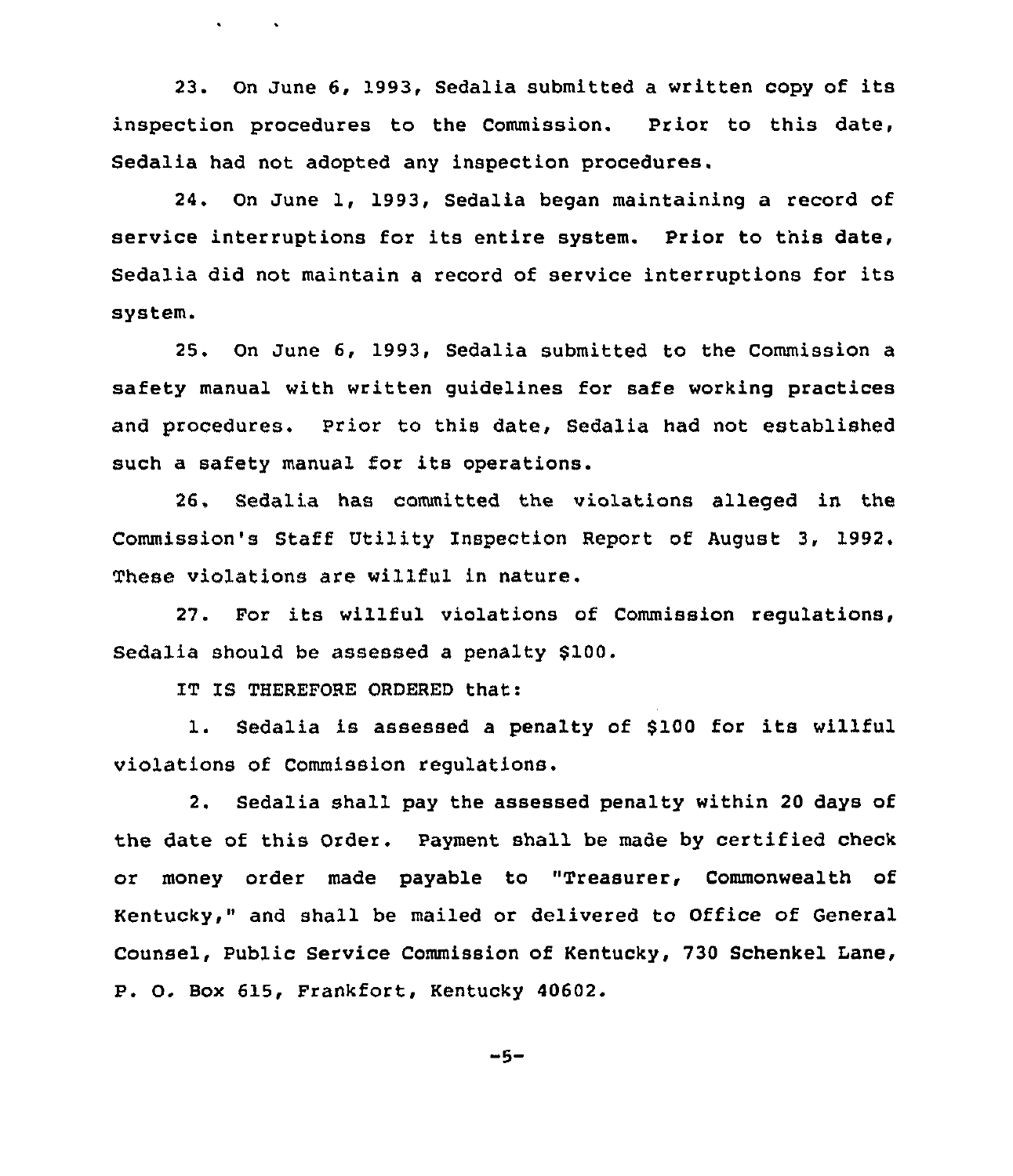23. On June 6, 1993, Sedalia submitted a written copy of its inspection procedures to the Commission. Prior to this date, Sedalia had not adopted any inspection procedures.

24. On June 1, 1993, Sedalia began maintaining a record of service interruptions for its entire system. Prior to this date, Sedalia did not maintain a record of service interruptions for its system.

25. On June 6, 1993, Sedalia submitted to the Commission a safety manual with written guidelines for safe working practices and procedures. Prior to this date, Sedalia had not established such a safety manual for its operations.

26. Sedalia has committed the violations alleged in the Commission's Staff Utility Inspection Report of August 3, 1992. These violations are willful in nature.

27. For its willful violations of Commission regulations, Sedalia should be assessed a penalty $100.

IT IS THEREFORE ORDERED that:

1. Sedalia is assessed a penalty of $100 for its willful violations of Commission regulations.

2. Sedalia shall pay the assessed penalty within 20 days of the date of this Order. Payment shall be made by certified check or money order made payable to "Treasurer, Commonwealth of Kentucky," and shall be mailed or delivered to Office of General Counsel, Public Service Commission of Kentucky, 730 Schenkel Lane, P. O. Box 615, Frankfort, Kentucky 40602.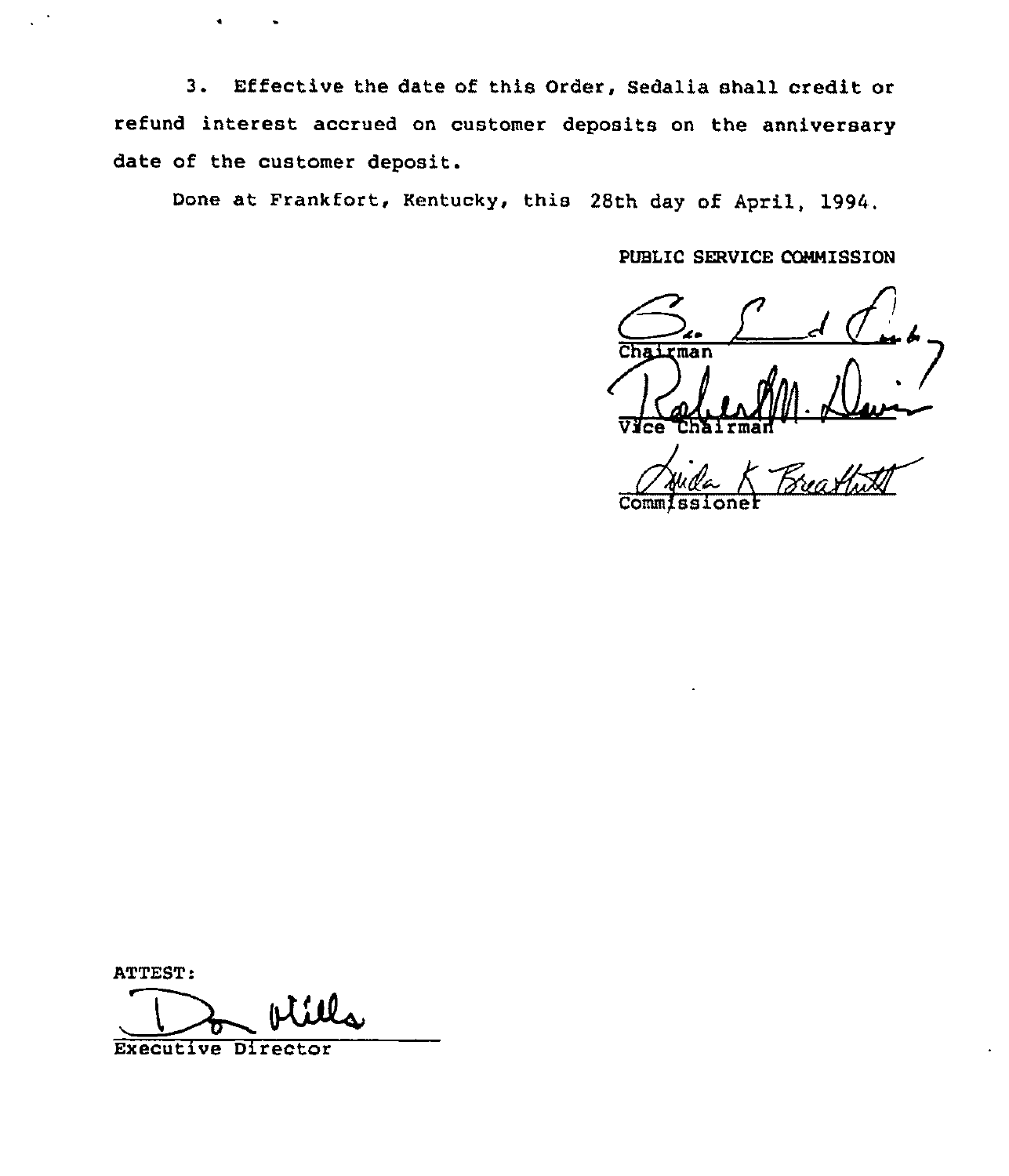3. Effective the date of this Order, Sedalia shall credit or refund interest accrued on customer deposits on the anniversary date of the customer deposit.

Done at Frankfort, Kentucky, this 28th day of April, 1994.

PUBLIC SERVICE COMMISSION

Chairman

Vice Chairman

Commissioner

ATTEST:

Executive Director